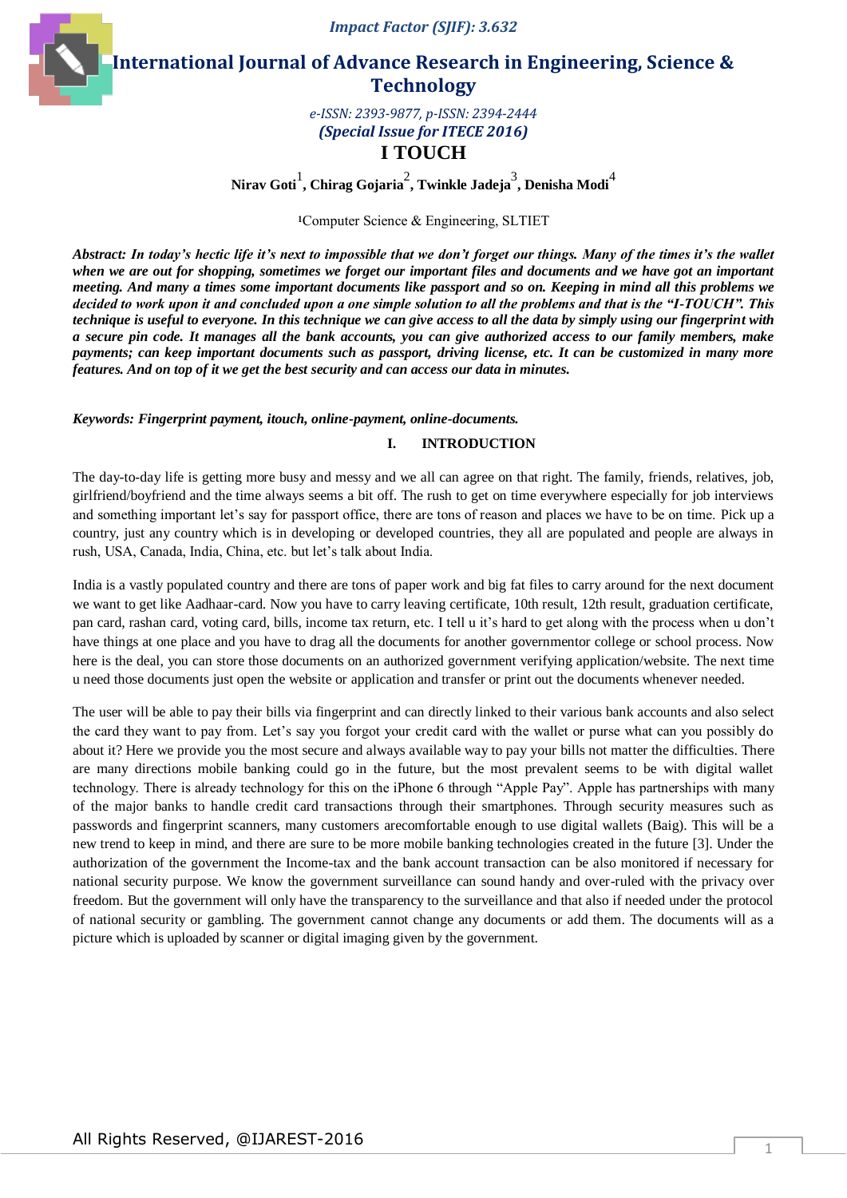Impact Factor (SJIF): 3.632

# International Journal of Advance Research in Engineering, Science & Technology

*e-ISSN: 2393-9877, p-ISSN: 2394-2444*

***(Special Issue for ITECE 2016)***

# I TOUCH

**Nirav Goti[1], Chirag Gojaria[2], Twinkle Jadeja[3], Denisha Modi[4]**

[1]Computer Science & Engineering, SLTIET

***Abstract: In today's hectic life it's next to impossible that we don't forget our things. Many of the times it's the wallet when we are out for shopping, sometimes we forget our important files and documents and we have got an important meeting. And many a times some important documents like passport and so on. Keeping in mind all this problems we decided to work upon it and concluded upon a one simple solution to all the problems and that is the "I-TOUCH". This technique is useful to everyone. In this technique we can give access to all the data by simply using our fingerprint with a secure pin code. It manages all the bank accounts, you can give authorized access to our family members, make payments; can keep important documents such as passport, driving license, etc. It can be customized in many more features. And on top of it we get the best security and can access our data in minutes.***

***Keywords: Fingerprint payment, itouch, online-payment, online-documents.***

## I. INTRODUCTION

The day-to-day life is getting more busy and messy and we all can agree on that right. The family, friends, relatives, job, girlfriend/boyfriend and the time always seems a bit off. The rush to get on time everywhere especially for job interviews and something important let's say for passport office, there are tons of reason and places we have to be on time. Pick up a country, just any country which is in developing or developed countries, they all are populated and people are always in rush, USA, Canada, India, China, etc. but let's talk about India.

India is a vastly populated country and there are tons of paper work and big fat files to carry around for the next document we want to get like Aadhaar-card. Now you have to carry leaving certificate, 10th result, 12th result, graduation certificate, pan card, rashan card, voting card, bills, income tax return, etc. I tell u it's hard to get along with the process when u don't have things at one place and you have to drag all the documents for another governmentor college or school process. Now here is the deal, you can store those documents on an authorized government verifying application/website. The next time u need those documents just open the website or application and transfer or print out the documents whenever needed.

The user will be able to pay their bills via fingerprint and can directly linked to their various bank accounts and also select the card they want to pay from. Let's say you forgot your credit card with the wallet or purse what can you possibly do about it? Here we provide you the most secure and always available way to pay your bills not matter the difficulties. There are many directions mobile banking could go in the future, but the most prevalent seems to be with digital wallet technology. There is already technology for this on the iPhone 6 through "Apple Pay". Apple has partnerships with many of the major banks to handle credit card transactions through their smartphones. Through security measures such as passwords and fingerprint scanners, many customers arecomfortable enough to use digital wallets (Baig). This will be a new trend to keep in mind, and there are sure to be more mobile banking technologies created in the future [3]. Under the authorization of the government the Income-tax and the bank account transaction can be also monitored if necessary for national security purpose. We know the government surveillance can sound handy and over-ruled with the privacy over freedom. But the government will only have the transparency to the surveillance and that also if needed under the protocol of national security or gambling. The government cannot change any documents or add them. The documents will as a picture which is uploaded by scanner or digital imaging given by the government.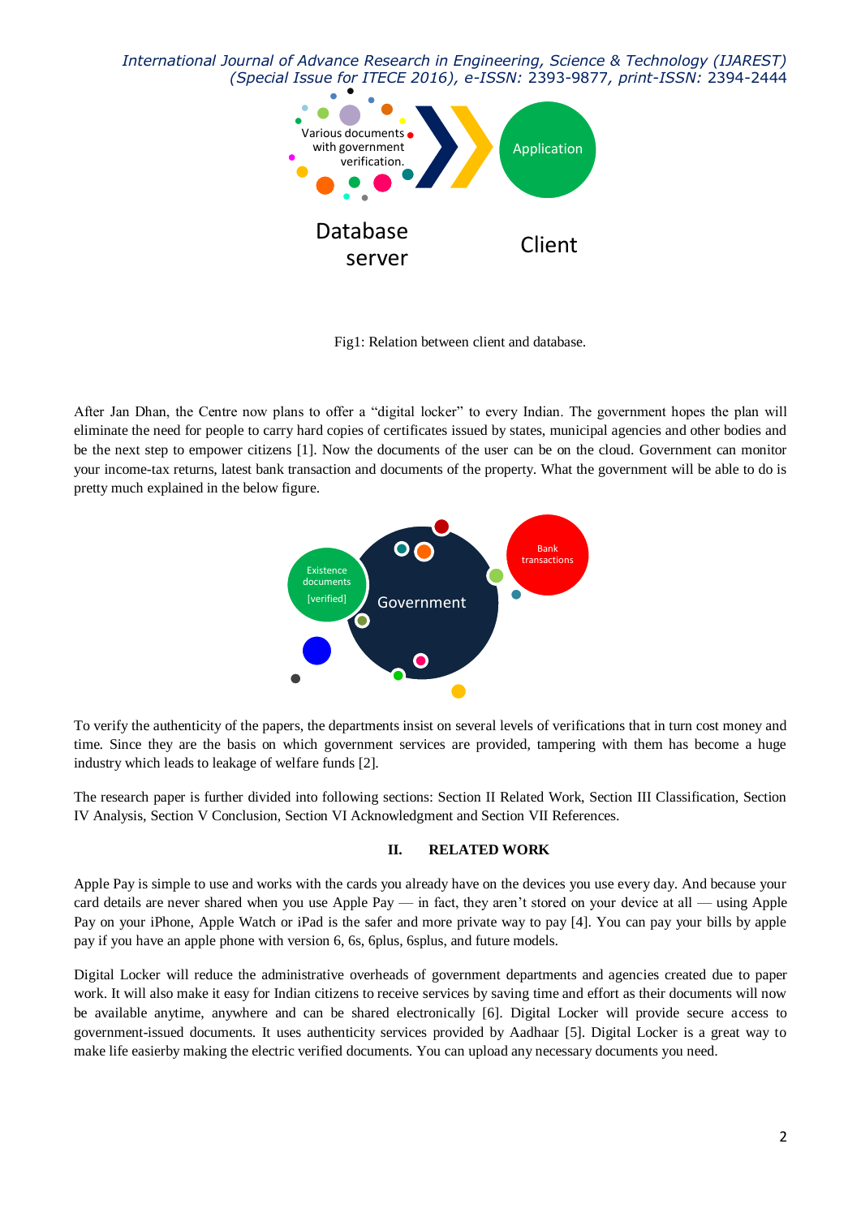Fig1: Relation between client and database.

After Jan Dhan, the Centre now plans to offer a "digital locker" to every Indian. The government hopes the plan will eliminate the need for people to carry hard copies of certificates issued by states, municipal agencies and other bodies and be the next step to empower citizens [1]. Now the documents of the user can be on the cloud. Government can monitor your income-tax returns, latest bank transaction and documents of the property. What the government will be able to do is pretty much explained in the below figure.

To verify the authenticity of the papers, the departments insist on several levels of verifications that in turn cost money and time. Since they are the basis on which government services are provided, tampering with them has become a huge industry which leads to leakage of welfare funds [2].

The research paper is further divided into following sections: Section II Related Work, Section III Classification, Section IV Analysis, Section V Conclusion, Section VI Acknowledgment and Section VII References.

## II. RELATED WORK

Apple Pay is simple to use and works with the cards you already have on the devices you use every day. And because your card details are never shared when you use Apple Pay — in fact, they aren't stored on your device at all — using Apple Pay on your iPhone, Apple Watch or iPad is the safer and more private way to pay [4]. You can pay your bills by apple pay if you have an apple phone with version 6, 6s, 6plus, 6splus, and future models.

Digital Locker will reduce the administrative overheads of government departments and agencies created due to paper work. It will also make it easy for Indian citizens to receive services by saving time and effort as their documents will now be available anytime, anywhere and can be shared electronically [6]. Digital Locker will provide secure access to government-issued documents. It uses authenticity services provided by Aadhaar [5]. Digital Locker is a great way to make life easierby making the electric verified documents. You can upload any necessary documents you need.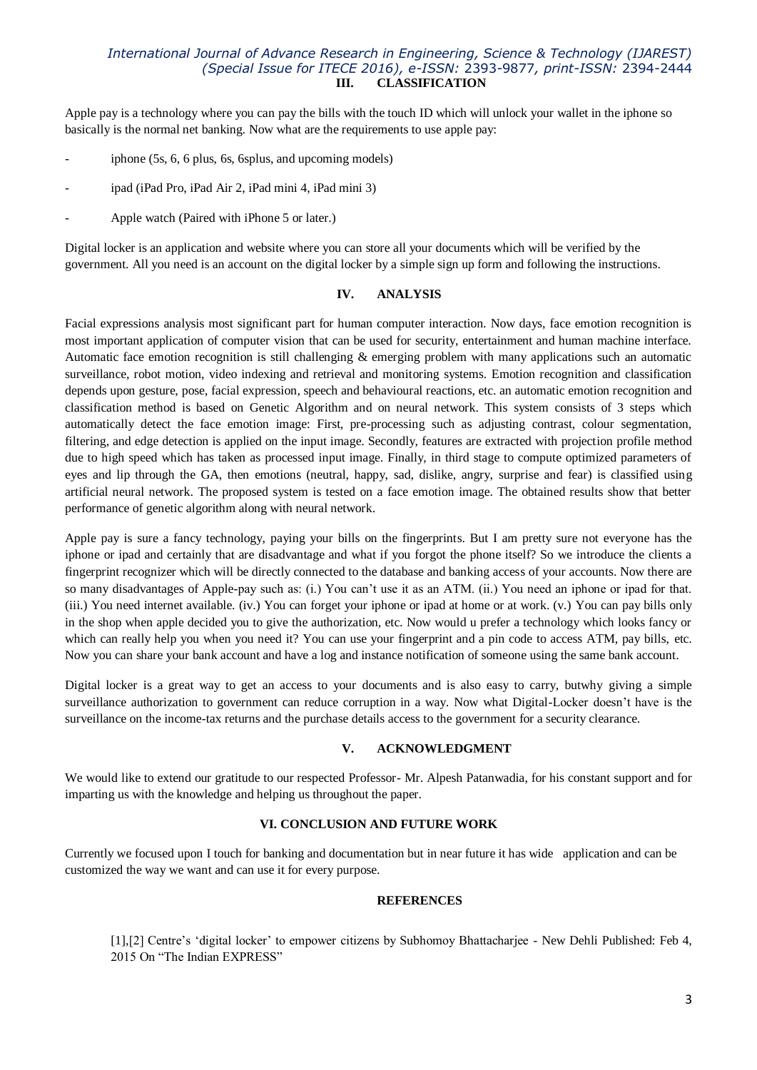## III. CLASSIFICATION

Apple pay is a technology where you can pay the bills with the touch ID which will unlock your wallet in the iphone so basically is the normal net banking. Now what are the requirements to use apple pay:

- iphone (5s, 6, 6 plus, 6s, 6splus, and upcoming models)
- ipad (iPad Pro, iPad Air 2, iPad mini 4, iPad mini 3)
- Apple watch (Paired with iPhone 5 or later.)

Digital locker is an application and website where you can store all your documents which will be verified by the government. All you need is an account on the digital locker by a simple sign up form and following the instructions.

## IV. ANALYSIS

Facial expressions analysis most significant part for human computer interaction. Now days, face emotion recognition is most important application of computer vision that can be used for security, entertainment and human machine interface. Automatic face emotion recognition is still challenging & emerging problem with many applications such an automatic surveillance, robot motion, video indexing and retrieval and monitoring systems. Emotion recognition and classification depends upon gesture, pose, facial expression, speech and behavioural reactions, etc. an automatic emotion recognition and classification method is based on Genetic Algorithm and on neural network. This system consists of 3 steps which automatically detect the face emotion image: First, pre-processing such as adjusting contrast, colour segmentation, filtering, and edge detection is applied on the input image. Secondly, features are extracted with projection profile method due to high speed which has taken as processed input image. Finally, in third stage to compute optimized parameters of eyes and lip through the GA, then emotions (neutral, happy, sad, dislike, angry, surprise and fear) is classified using artificial neural network. The proposed system is tested on a face emotion image. The obtained results show that better performance of genetic algorithm along with neural network.

Apple pay is sure a fancy technology, paying your bills on the fingerprints. But I am pretty sure not everyone has the iphone or ipad and certainly that are disadvantage and what if you forgot the phone itself? So we introduce the clients a fingerprint recognizer which will be directly connected to the database and banking access of your accounts. Now there are so many disadvantages of Apple-pay such as: (i.) You can't use it as an ATM. (ii.) You need an iphone or ipad for that. (iii.) You need internet available. (iv.) You can forget your iphone or ipad at home or at work. (v.) You can pay bills only in the shop when apple decided you to give the authorization, etc. Now would u prefer a technology which looks fancy or which can really help you when you need it? You can use your fingerprint and a pin code to access ATM, pay bills, etc. Now you can share your bank account and have a log and instance notification of someone using the same bank account.

Digital locker is a great way to get an access to your documents and is also easy to carry, butwhy giving a simple surveillance authorization to government can reduce corruption in a way. Now what Digital-Locker doesn't have is the surveillance on the income-tax returns and the purchase details access to the government for a security clearance.

## V. ACKNOWLEDGMENT

We would like to extend our gratitude to our respected Professor- Mr. Alpesh Patanwadia, for his constant support and for imparting us with the knowledge and helping us throughout the paper.

## VI. CONCLUSION AND FUTURE WORK

Currently we focused upon I touch for banking and documentation but in near future it has wide application and can be customized the way we want and can use it for every purpose.

## REFERENCES

[1],[2] Centre's 'digital locker' to empower citizens by Subhomoy Bhattacharjee - New Dehli Published: Feb 4, 2015 On "The Indian EXPRESS"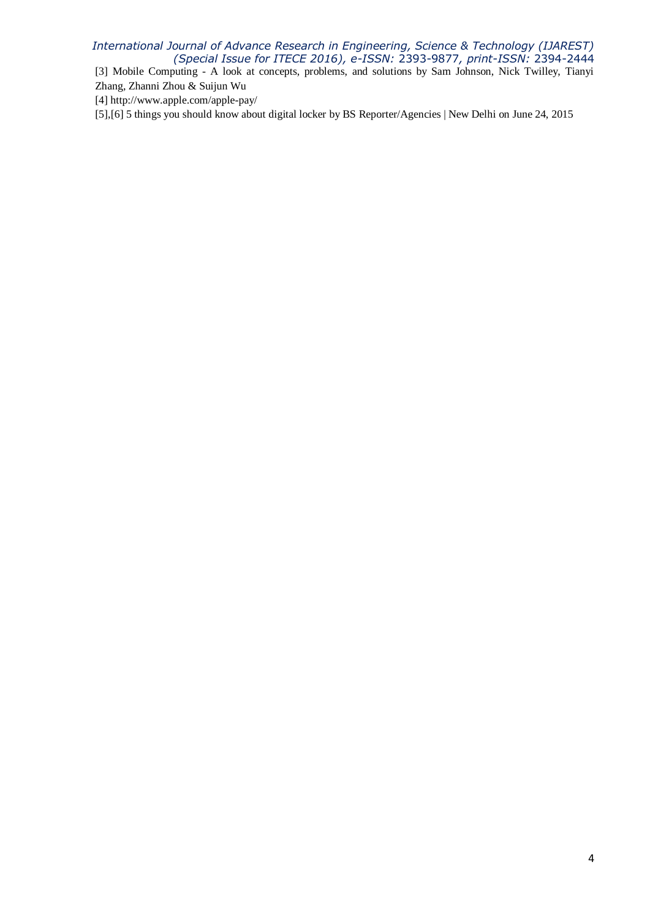[3] Mobile Computing - A look at concepts, problems, and solutions by Sam Johnson, Nick Twilley, Tianyi Zhang, Zhanni Zhou & Suijun Wu

[4] http://www.apple.com/apple-pay/

[5],[6] 5 things you should know about digital locker by BS Reporter/Agencies | New Delhi on June 24, 2015